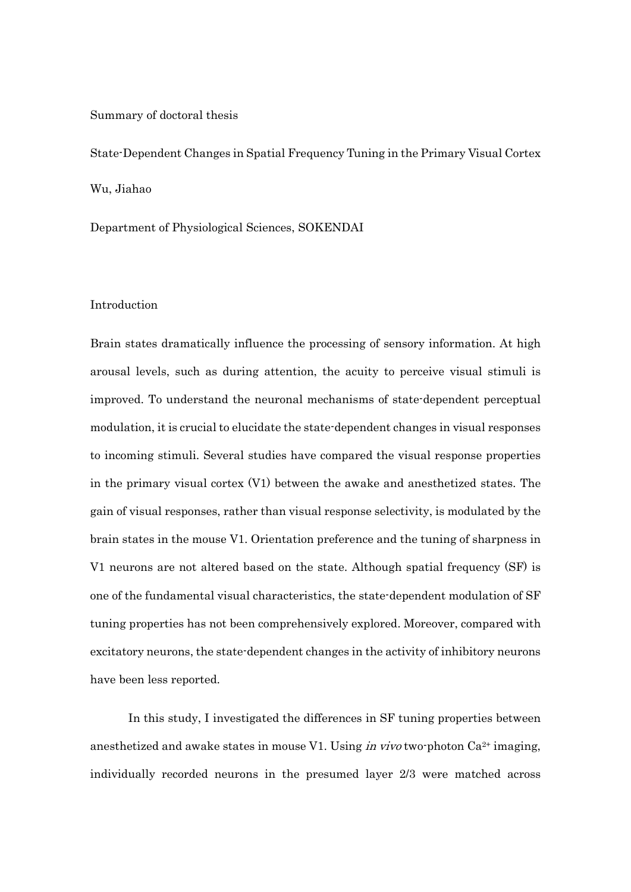Summary of doctoral thesis

State-Dependent Changes in Spatial Frequency Tuning in the Primary Visual Cortex

Wu, Jiahao

Department of Physiological Sciences, SOKENDAI

## Introduction

Brain states dramatically influence the processing of sensory information. At high arousal levels, such as during attention, the acuity to perceive visual stimuli is improved. To understand the neuronal mechanisms of state-dependent perceptual modulation, it is crucial to elucidate the state-dependent changes in visual responses to incoming stimuli. Several studies have compared the visual response properties in the primary visual cortex (V1) between the awake and anesthetized states. The gain of visual responses, rather than visual response selectivity, is modulated by the brain states in the mouse V1. Orientation preference and the tuning of sharpness in V1 neurons are not altered based on the state. Although spatial frequency (SF) is one of the fundamental visual characteristics, the state-dependent modulation of SF tuning properties has not been comprehensively explored. Moreover, compared with excitatory neurons, the state-dependent changes in the activity of inhibitory neurons have been less reported.

In this study, I investigated the differences in SF tuning properties between anesthetized and awake states in mouse V1. Using *in vivo* two-photon $Ca^{2+}$ imaging, individually recorded neurons in the presumed layer 2/3 were matched across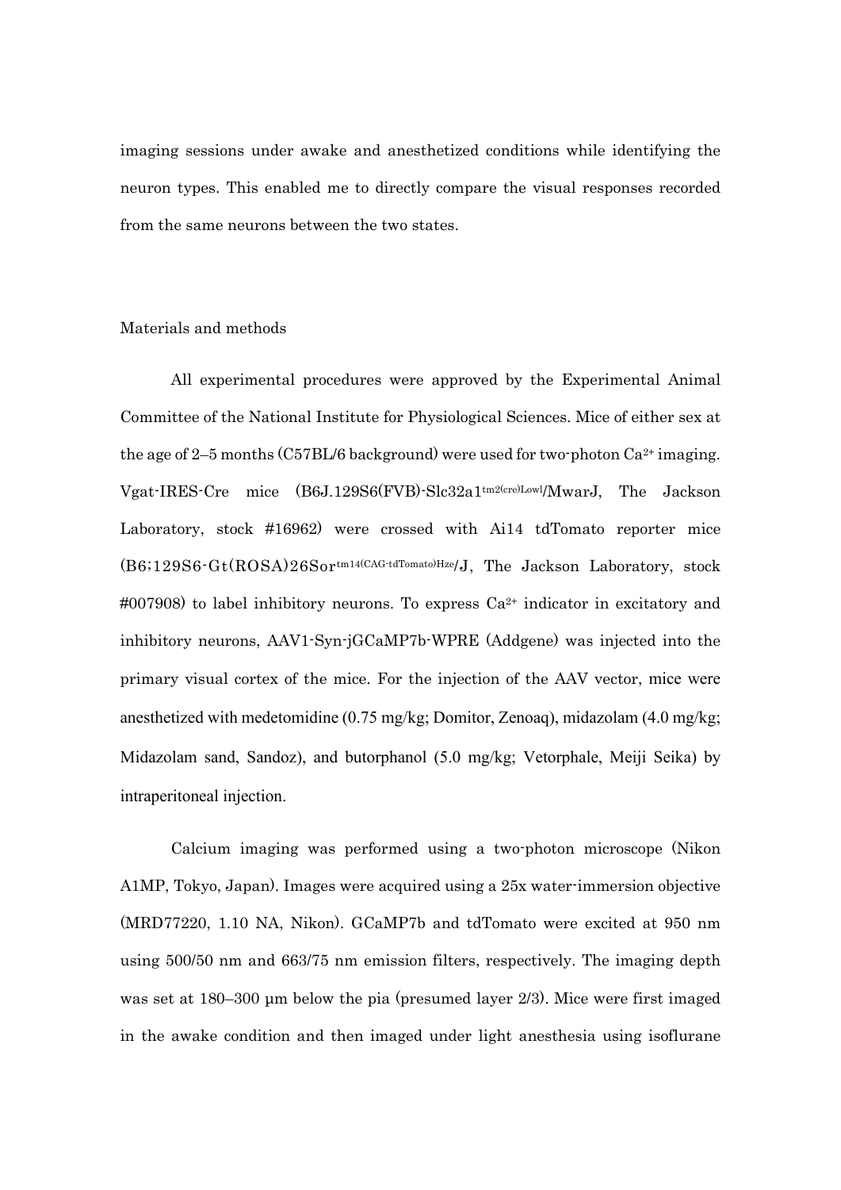imaging sessions under awake and anesthetized conditions while identifying the neuron types. This enabled me to directly compare the visual responses recorded from the same neurons between the two states.

## Materials and methods

All experimental procedures were approved by the Experimental Animal Committee of the National Institute for Physiological Sciences. Mice of either sex at the age of 2–5 months (C57BL/6 background) were used for two-photon $Ca^{2+}$ imaging. Vgat-IRES-Cre mice (B6J.129S6(FVB)-Slc32a1$^{tm2(cre)Lowl}$/MwarJ, The Jackson Laboratory, stock #16962) were crossed with Ai14 tdTomato reporter mice (B6;129S6-Gt(ROSA)26Sor$^{tm14(CAG-tdTomato)Hze}$/J, The Jackson Laboratory, stock #007908) to label inhibitory neurons. To express $Ca^{2+}$ indicator in excitatory and inhibitory neurons, AAV1-Syn-jGCaMP7b-WPRE (Addgene) was injected into the primary visual cortex of the mice. For the injection of the AAV vector, mice were anesthetized with medetomidine (0.75 mg/kg; Domitor, Zenoaq), midazolam (4.0 mg/kg; Midazolam sand, Sandoz), and butorphanol (5.0 mg/kg; Vetorphale, Meiji Seika) by intraperitoneal injection.

Calcium imaging was performed using a two-photon microscope (Nikon A1MP, Tokyo, Japan). Images were acquired using a 25x water-immersion objective (MRD77220, 1.10 NA, Nikon). GCaMP7b and tdTomato were excited at 950 nm using 500/50 nm and 663/75 nm emission filters, respectively. The imaging depth was set at 180–300 µm below the pia (presumed layer 2/3). Mice were first imaged in the awake condition and then imaged under light anesthesia using isoflurane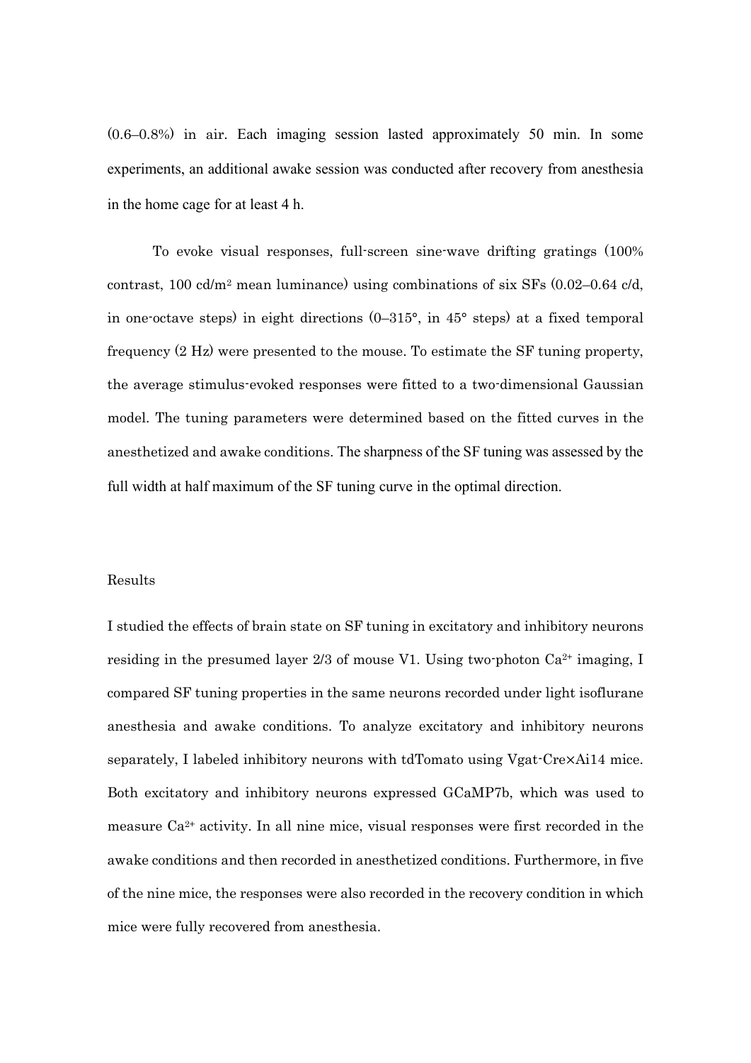(0.6–0.8%) in air. Each imaging session lasted approximately 50 min. In some experiments, an additional awake session was conducted after recovery from anesthesia in the home cage for at least 4 h.

To evoke visual responses, full-screen sine-wave drifting gratings (100% contrast, 100 cd/m$^2$ mean luminance) using combinations of six SFs (0.02–0.64 c/d, in one-octave steps) in eight directions (0–315°, in 45° steps) at a fixed temporal frequency (2 Hz) were presented to the mouse. To estimate the SF tuning property, the average stimulus-evoked responses were fitted to a two-dimensional Gaussian model. The tuning parameters were determined based on the fitted curves in the anesthetized and awake conditions. The sharpness of the SF tuning was assessed by the full width at half maximum of the SF tuning curve in the optimal direction.

## Results

I studied the effects of brain state on SF tuning in excitatory and inhibitory neurons residing in the presumed layer 2/3 of mouse V1. Using two-photon $Ca^{2+}$ imaging, I compared SF tuning properties in the same neurons recorded under light isoflurane anesthesia and awake conditions. To analyze excitatory and inhibitory neurons separately, I labeled inhibitory neurons with tdTomato using Vgat-Cre×Ai14 mice. Both excitatory and inhibitory neurons expressed GCaMP7b, which was used to measure $Ca^{2+}$ activity. In all nine mice, visual responses were first recorded in the awake conditions and then recorded in anesthetized conditions. Furthermore, in five of the nine mice, the responses were also recorded in the recovery condition in which mice were fully recovered from anesthesia.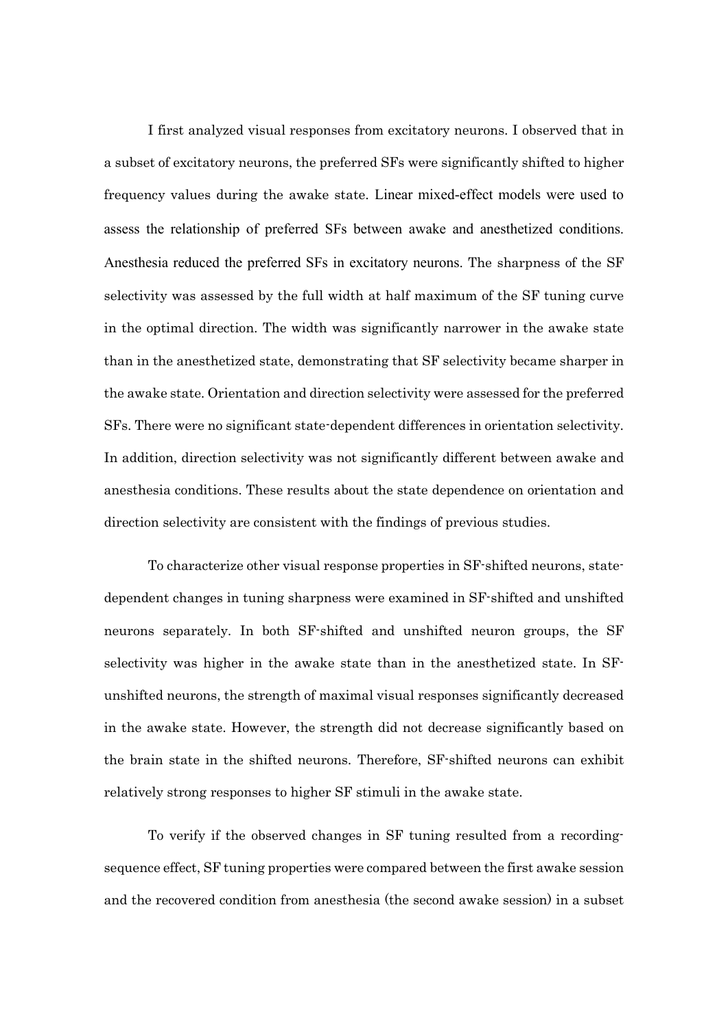I first analyzed visual responses from excitatory neurons. I observed that in a subset of excitatory neurons, the preferred SFs were significantly shifted to higher frequency values during the awake state. Linear mixed-effect models were used to assess the relationship of preferred SFs between awake and anesthetized conditions. Anesthesia reduced the preferred SFs in excitatory neurons. The sharpness of the SF selectivity was assessed by the full width at half maximum of the SF tuning curve in the optimal direction. The width was significantly narrower in the awake state than in the anesthetized state, demonstrating that SF selectivity became sharper in the awake state. Orientation and direction selectivity were assessed for the preferred SFs. There were no significant state-dependent differences in orientation selectivity. In addition, direction selectivity was not significantly different between awake and anesthesia conditions. These results about the state dependence on orientation and direction selectivity are consistent with the findings of previous studies.

To characterize other visual response properties in SF-shifted neurons, state-dependent changes in tuning sharpness were examined in SF-shifted and unshifted neurons separately. In both SF-shifted and unshifted neuron groups, the SF selectivity was higher in the awake state than in the anesthetized state. In SF-unshifted neurons, the strength of maximal visual responses significantly decreased in the awake state. However, the strength did not decrease significantly based on the brain state in the shifted neurons. Therefore, SF-shifted neurons can exhibit relatively strong responses to higher SF stimuli in the awake state.

To verify if the observed changes in SF tuning resulted from a recording-sequence effect, SF tuning properties were compared between the first awake session and the recovered condition from anesthesia (the second awake session) in a subset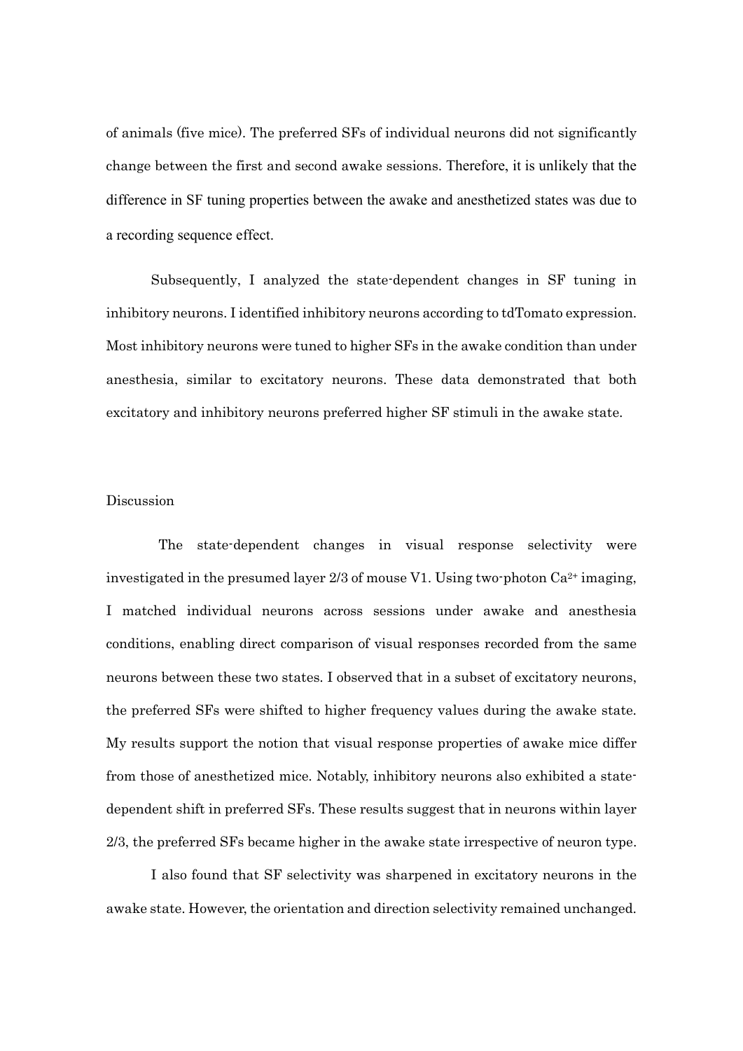of animals (five mice). The preferred SFs of individual neurons did not significantly change between the first and second awake sessions. Therefore, it is unlikely that the difference in SF tuning properties between the awake and anesthetized states was due to a recording sequence effect.

Subsequently, I analyzed the state-dependent changes in SF tuning in inhibitory neurons. I identified inhibitory neurons according to tdTomato expression. Most inhibitory neurons were tuned to higher SFs in the awake condition than under anesthesia, similar to excitatory neurons. These data demonstrated that both excitatory and inhibitory neurons preferred higher SF stimuli in the awake state.

## Discussion

The state-dependent changes in visual response selectivity were investigated in the presumed layer 2/3 of mouse V1. Using two-photon $Ca^{2+}$ imaging, I matched individual neurons across sessions under awake and anesthesia conditions, enabling direct comparison of visual responses recorded from the same neurons between these two states. I observed that in a subset of excitatory neurons, the preferred SFs were shifted to higher frequency values during the awake state. My results support the notion that visual response properties of awake mice differ from those of anesthetized mice. Notably, inhibitory neurons also exhibited a state-dependent shift in preferred SFs. These results suggest that in neurons within layer 2/3, the preferred SFs became higher in the awake state irrespective of neuron type.

I also found that SF selectivity was sharpened in excitatory neurons in the awake state. However, the orientation and direction selectivity remained unchanged.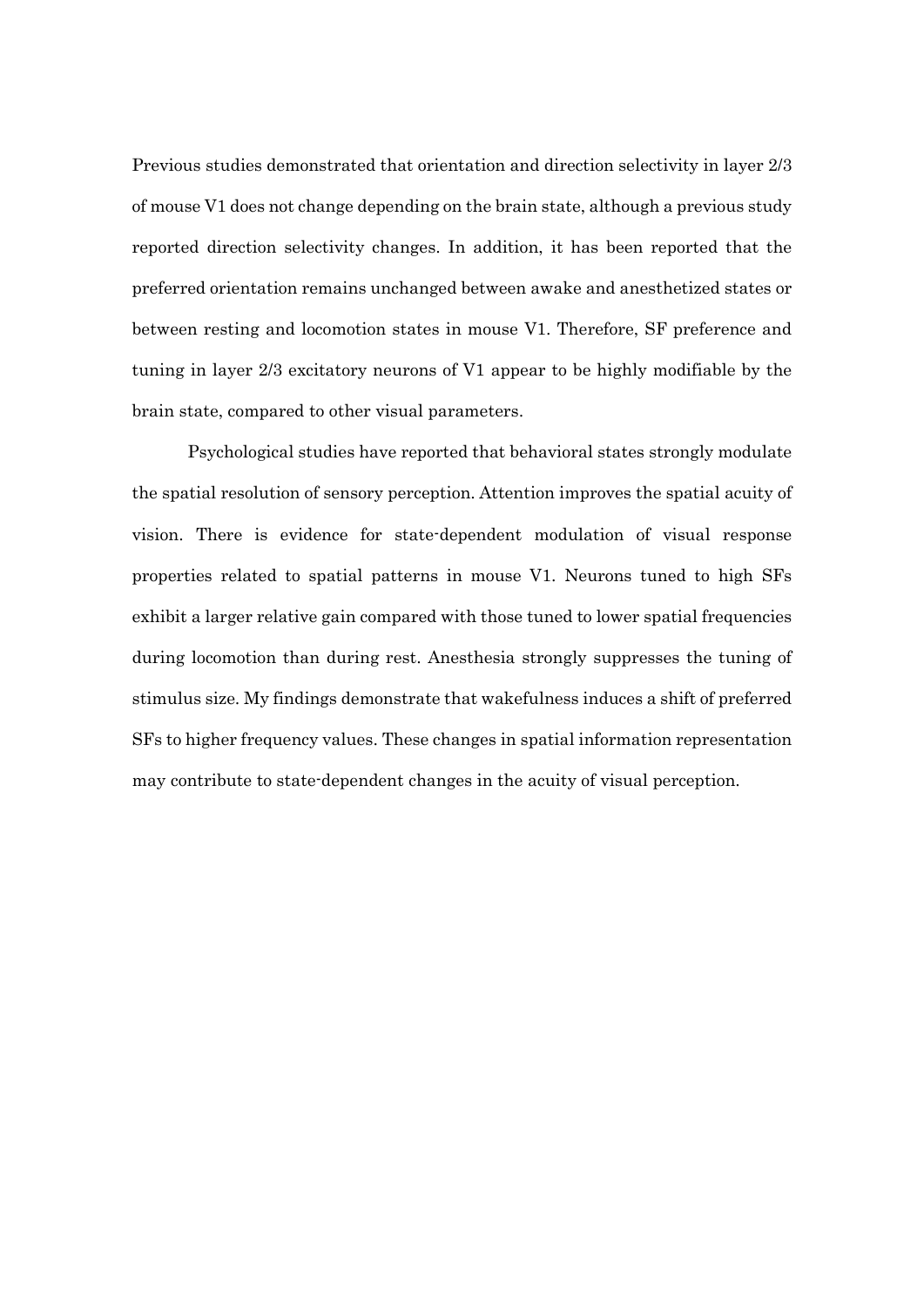Previous studies demonstrated that orientation and direction selectivity in layer 2/3 of mouse V1 does not change depending on the brain state, although a previous study reported direction selectivity changes. In addition, it has been reported that the preferred orientation remains unchanged between awake and anesthetized states or between resting and locomotion states in mouse V1. Therefore, SF preference and tuning in layer 2/3 excitatory neurons of V1 appear to be highly modifiable by the brain state, compared to other visual parameters.

Psychological studies have reported that behavioral states strongly modulate the spatial resolution of sensory perception. Attention improves the spatial acuity of vision. There is evidence for state-dependent modulation of visual response properties related to spatial patterns in mouse V1. Neurons tuned to high SFs exhibit a larger relative gain compared with those tuned to lower spatial frequencies during locomotion than during rest. Anesthesia strongly suppresses the tuning of stimulus size. My findings demonstrate that wakefulness induces a shift of preferred SFs to higher frequency values. These changes in spatial information representation may contribute to state-dependent changes in the acuity of visual perception.